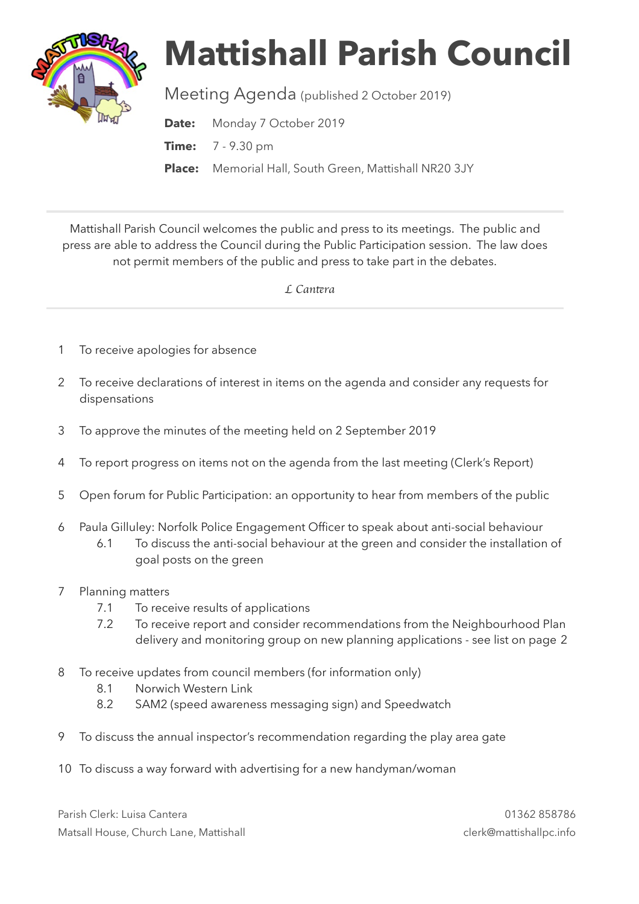# Mattishall Parish Council

Meeting Agenda (published 2 October 2019)

**Date:** Monday 7 October 2019

**Time:** 7 - 9.30 pm

**Place:** Memorial Hall, South Green, Mattishall NR20 3JY

---

Mattishall Parish Council welcomes the public and press to its meetings. The public and press are able to address the Council during the Public Participation session. The law does not permit members of the public and press to take part in the debates.

*L Cantera*

---

1. To receive apologies for absence
2. To receive declarations of interest in items on the agenda and consider any requests for dispensations
3. To approve the minutes of the meeting held on 2 September 2019
4. To report progress on items not on the agenda from the last meeting (Clerk's Report)
5. Open forum for Public Participation: an opportunity to hear from members of the public
6. Paula Gilluley: Norfolk Police Engagement Officer to speak about anti-social behaviour
   - 6.1 To discuss the anti-social behaviour at the green and consider the installation of goal posts on the green
7. Planning matters
   - 7.1 To receive results of applications
   - 7.2 To receive report and consider recommendations from the Neighbourhood Plan delivery and monitoring group on new planning applications - see list on page 2
8. To receive updates from council members (for information only)
   - 8.1 Norwich Western Link
   - 8.2 SAM2 (speed awareness messaging sign) and Speedwatch
9. To discuss the annual inspector's recommendation regarding the play area gate
10. To discuss a way forward with advertising for a new handyman/woman

Parish Clerk: Luisa Cantera
Matsall House, Church Lane, Mattishall

01362 858786
clerk@mattishallpc.info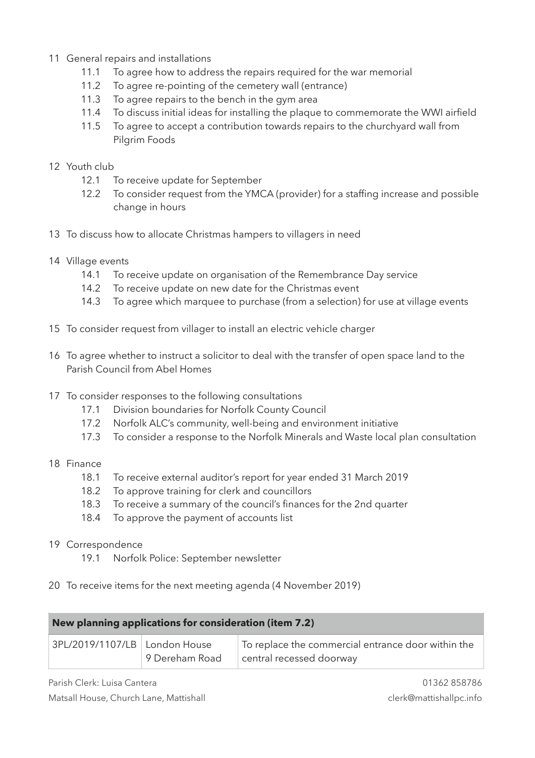11 General repairs and installations
    - 11.1 To agree how to address the repairs required for the war memorial
    - 11.2 To agree re-pointing of the cemetery wall (entrance)
    - 11.3 To agree repairs to the bench in the gym area
    - 11.4 To discuss initial ideas for installing the plaque to commemorate the WWI airfield
    - 11.5 To agree to accept a contribution towards repairs to the churchyard wall from Pilgrim Foods

12 Youth club
    - 12.1 To receive update for September
    - 12.2 To consider request from the YMCA (provider) for a staffing increase and possible change in hours

13 To discuss how to allocate Christmas hampers to villagers in need

14 Village events
    - 14.1 To receive update on organisation of the Remembrance Day service
    - 14.2 To receive update on new date for the Christmas event
    - 14.3 To agree which marquee to purchase (from a selection) for use at village events

15 To consider request from villager to install an electric vehicle charger

16 To agree whether to instruct a solicitor to deal with the transfer of open space land to the Parish Council from Abel Homes

17 To consider responses to the following consultations
    - 17.1 Division boundaries for Norfolk County Council
    - 17.2 Norfolk ALC's community, well-being and environment initiative
    - 17.3 To consider a response to the Norfolk Minerals and Waste local plan consultation

18 Finance
    - 18.1 To receive external auditor's report for year ended 31 March 2019
    - 18.2 To approve training for clerk and councillors
    - 18.3 To receive a summary of the council's finances for the 2nd quarter
    - 18.4 To approve the payment of accounts list

19 Correspondence
    - 19.1 Norfolk Police: September newsletter

20 To receive items for the next meeting agenda (4 November 2019)

| **New planning applications for consideration (item 7.2)** | | |
|---|---|---|
| 3PL/2019/1107/LB | London House 9 Dereham Road | To replace the commercial entrance door within the central recessed doorway |

Parish Clerk: Luisa Cantera
Matsall House, Church Lane, Mattishall

01362 858786
clerk@mattishallpc.info